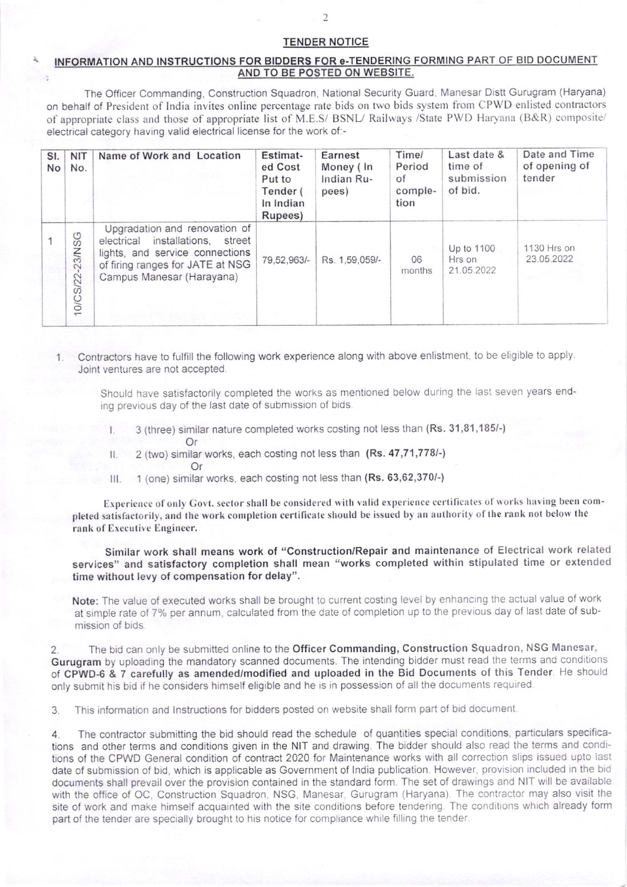## TENDER NOTICE

### INFORMATION AND INSTRUCTIONS FOR BIDDERS FOR e-TENDERING FORMING PART OF BID DOCUMENT AND TO BE POSTED ON WEBSITE.

The Officer Commanding, Construction Squadron, National Security Guard, Manesar Distt Gurugram (Haryana) on behalf of President of India invites online percentage rate bids on two bids system from CPWD enlisted contractors of appropriate class and those of appropriate list of M.E.S/ BSNL/ Railways /State PWD Haryana (B&R) composite/ electrical category having valid electrical license for the work of:-

| Sl. No | NIT No. | Name of Work and Location | Estimated Cost Put to Tender ( In Indian Rupees) | Earnest Money ( In Indian Rupees) | Time/ Period of completion | Last date & time of submission of bid. | Date and Time of opening of tender |
|---|---|---|---|---|---|---|---|
| 1 | 10/CS/22-23/NSG | Upgradation and renovation of electrical installations, street lights, and service connections of firing ranges for JATE at NSG Campus Manesar (Harayana) | 79,52,963/- | Rs. 1,59,059/- | 06 months | Up to 1100 Hrs on 21.05.2022 | 1130 Hrs on 23.05.2022 |

1. Contractors have to fulfill the following work experience along with above enlistment, to be eligible to apply. Joint ventures are not accepted.

   Should have satisfactorily completed the works as mentioned below during the last seven years ending previous day of the last date of submission of bids.

   I. 3 (three) similar nature completed works costing not less than **(Rs. 31,81,185/-)**

   Or

   II. 2 (two) similar works, each costing not less than **(Rs. 47,71,778/-)**

   Or

   III. 1 (one) similar works, each costing not less than **(Rs. 63,62,370/-)**

   **Experience of only Govt. sector shall be considered with valid experience certificates of works having been completed satisfactorily, and the work completion certificate should be issued by an authority of the rank not below the rank of Executive Engineer.**

   **Similar work shall means work of "Construction/Repair and maintenance of Electrical work related services" and satisfactory completion shall mean "works completed within stipulated time or extended time without levy of compensation for delay".**

   **Note:** The value of executed works shall be brought to current costing level by enhancing the actual value of work at simple rate of 7% per annum, calculated from the date of completion up to the previous day of last date of submission of bids.

2. The bid can only be submitted online to the **Officer Commanding, Construction Squadron, NSG Manesar, Gurugram** by uploading the mandatory scanned documents. The intending bidder must read the terms and conditions of **CPWD-6 & 7 carefully as amended/modified and uploaded in the Bid Documents of this Tender**. He should only submit his bid if he considers himself eligible and he is in possession of all the documents required.

3. This information and Instructions for bidders posted on website shall form part of bid document.

4. The contractor submitting the bid should read the schedule of quantities special conditions, particulars specifications and other terms and conditions given in the NIT and drawing. The bidder should also read the terms and conditions of the CPWD General condition of contract 2020 for Maintenance works with all correction slips issued upto last date of submission of bid, which is applicable as Government of India publication. However, provision included in the bid documents shall prevail over the provision contained in the standard form. The set of drawings and NIT will be available with the office of OC, Construction Squadron, NSG, Manesar, Gurugram (Haryana). The contractor may also visit the site of work and make himself acquainted with the site conditions before tendering. The conditions which already form part of the tender are specially brought to his notice for compliance while filling the tender.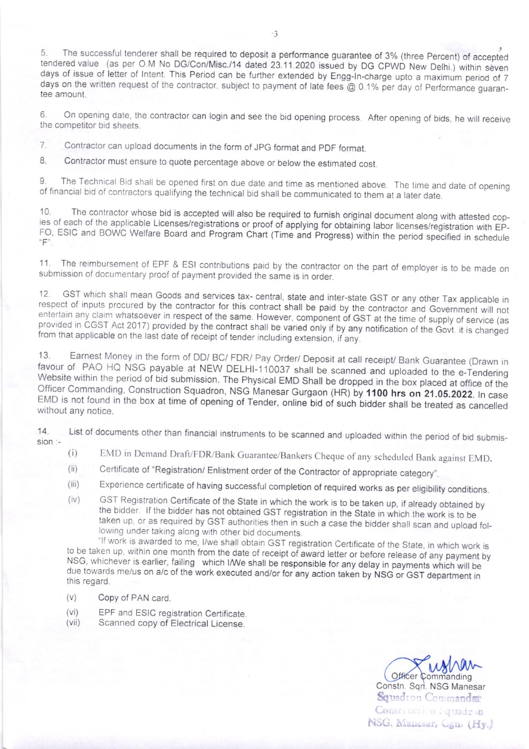5. The successful tenderer shall be required to deposit a performance guarantee of 3% (three Percent) of accepted tendered value (as per O.M No DG/Con/Misc./14 dated 23.11.2020 issued by DG CPWD New Delhi.) within seven days of issue of letter of Intent. This Period can be further extended by Engg-In-charge upto a maximum period of 7 days on the written request of the contractor, subject to payment of late fees @ 0.1% per day of Performance guarantee amount.

6. On opening date, the contractor can login and see the bid opening process. After opening of bids, he will receive the competitor bid sheets.

7. Contractor can upload documents in the form of JPG format and PDF format.

8. Contractor must ensure to quote percentage above or below the estimated cost.

9. The Technical Bid shall be opened first on due date and time as mentioned above. The time and date of opening of financial bid of contractors qualifying the technical bid shall be communicated to them at a later date.

10. The contractor whose bid is accepted will also be required to furnish original document along with attested copies of each of the applicable Licenses/registrations or proof of applying for obtaining labor licenses/registration with EPFO, ESIC and BOWC Welfare Board and Program Chart (Time and Progress) within the period specified in schedule "F".

11. The reimbursement of EPF & ESI contributions paid by the contractor on the part of employer is to be made on submission of documentary proof of payment provided the same is in order.

12. GST which shall mean Goods and services tax- central, state and inter-state GST or any other Tax applicable in respect of inputs procured by the contractor for this contract shall be paid by the contractor and Government will not entertain any claim whatsoever in respect of the same. However, component of GST at the time of supply of service (as provided in CGST Act 2017) provided by the contract shall be varied only if by any notification of the Govt. it is changed from that applicable on the last date of receipt of tender including extension, if any.

13. Earnest Money in the form of DD/ BC/ FDR/ Pay Order/ Deposit at call receipt/ Bank Guarantee (Drawn in favour of PAO HQ NSG payable at NEW DELHI-110037 shall be scanned and uploaded to the e-Tendering Website within the period of bid submission. The Physical EMD Shall be dropped in the box placed at office of the Officer Commanding, Construction Squadron, NSG Manesar Gurgaon (HR) by **1100 hrs on 21.05.2022**. In case EMD is not found in the box at time of opening of Tender, online bid of such bidder shall be treated as cancelled without any notice.

14. List of documents other than financial instruments to be scanned and uploaded within the period of bid submission :-

(i) EMD in Demand Draft/FDR/Bank Guarantee/Bankers Cheque of any scheduled Bank against EMD.

(ii) Certificate of "Registration/ Enlistment order of the Contractor of appropriate category".

(iii) Experience certificate of having successful completion of required works as per eligibility conditions.

(iv) GST Registration Certificate of the State in which the work is to be taken up, if already obtained by the bidder. If the bidder has not obtained GST registration in the State in which the work is to be taken up, or as required by GST authorities then in such a case the bidder shall scan and upload following under taking along with other bid documents.

"If work is awarded to me, I/we shall obtain GST registration Certificate of the State, in which work is to be taken up, within one month from the date of receipt of award letter or before release of any payment by NSG, whichever is earlier, failing which I/We shall be responsible for any delay in payments which will be due towards me/us on a/c of the work executed and/or for any action taken by NSG or GST department in this regard.

(v) Copy of PAN card.

(vi) EPF and ESIC registration Certificate.

(vii) Scanned copy of Electrical License.

Officer Commanding
Constn. Sqn. NSG Manesar
Squadron Commander
Construction Squadron
NSG, Manesar, Cgn. (Hy.)